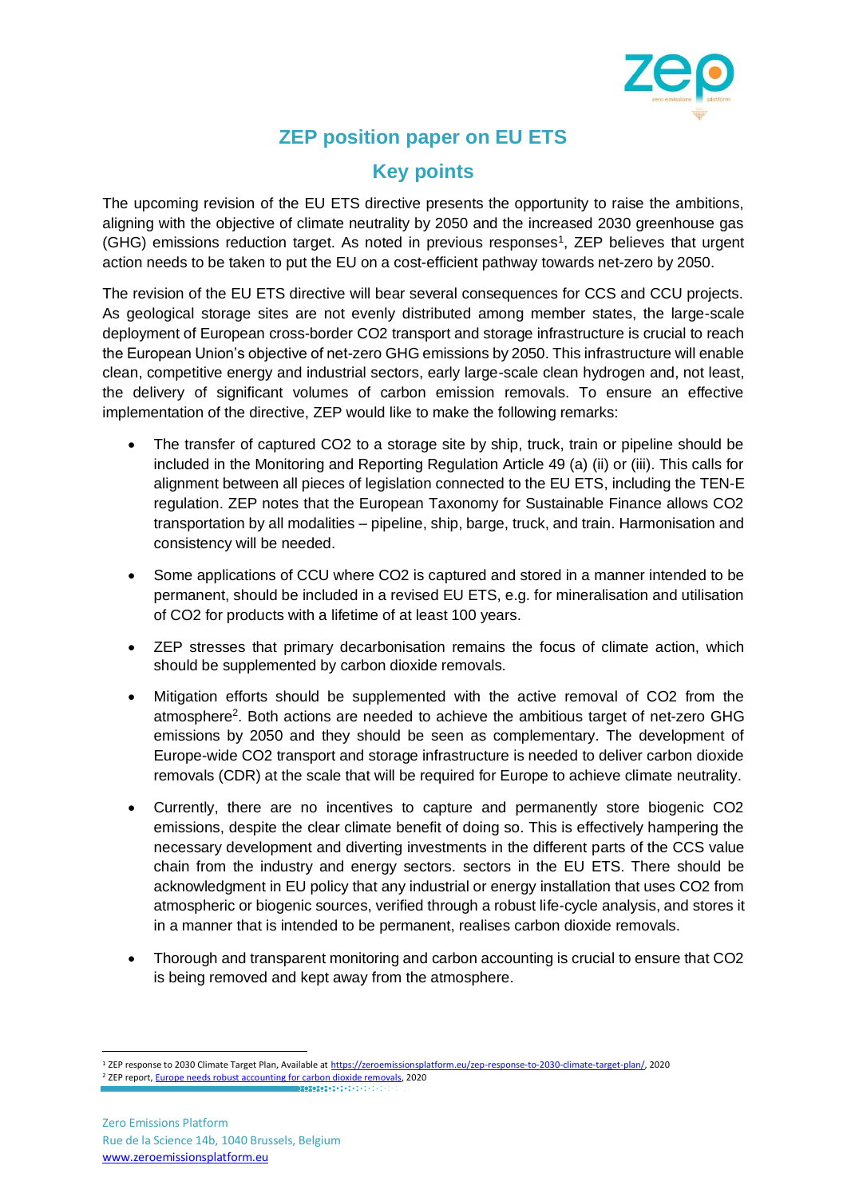# ZEP position paper on EU ETS

## Key points

The upcoming revision of the EU ETS directive presents the opportunity to raise the ambitions, aligning with the objective of climate neutrality by 2050 and the increased 2030 greenhouse gas (GHG) emissions reduction target. As noted in previous responses[1], ZEP believes that urgent action needs to be taken to put the EU on a cost-efficient pathway towards net-zero by 2050.

The revision of the EU ETS directive will bear several consequences for CCS and CCU projects. As geological storage sites are not evenly distributed among member states, the large-scale deployment of European cross-border $CO_2$ transport and storage infrastructure is crucial to reach the European Union's objective of net-zero GHG emissions by 2050. This infrastructure will enable clean, competitive energy and industrial sectors, early large-scale clean hydrogen and, not least, the delivery of significant volumes of carbon emission removals. To ensure an effective implementation of the directive, ZEP would like to make the following remarks:

- The transfer of captured $CO_2$ to a storage site by ship, truck, train or pipeline should be included in the Monitoring and Reporting Regulation Article 49 (a) (ii) or (iii). This calls for alignment between all pieces of legislation connected to the EU ETS, including the TEN-E regulation. ZEP notes that the European Taxonomy for Sustainable Finance allows $CO_2$ transportation by all modalities – pipeline, ship, barge, truck, and train. Harmonisation and consistency will be needed.
- Some applications of CCU where $CO_2$ is captured and stored in a manner intended to be permanent, should be included in a revised EU ETS, e.g. for mineralisation and utilisation of $CO_2$ for products with a lifetime of at least 100 years.
- ZEP stresses that primary decarbonisation remains the focus of climate action, which should be supplemented by carbon dioxide removals.
- Mitigation efforts should be supplemented with the active removal of $CO_2$ from the atmosphere[2]. Both actions are needed to achieve the ambitious target of net-zero GHG emissions by 2050 and they should be seen as complementary. The development of Europe-wide $CO_2$ transport and storage infrastructure is needed to deliver carbon dioxide removals (CDR) at the scale that will be required for Europe to achieve climate neutrality.
- Currently, there are no incentives to capture and permanently store biogenic $CO_2$ emissions, despite the clear climate benefit of doing so. This is effectively hampering the necessary development and diverting investments in the different parts of the CCS value chain from the industry and energy sectors. sectors in the EU ETS. There should be acknowledgment in EU policy that any industrial or energy installation that uses $CO_2$ from atmospheric or biogenic sources, verified through a robust life-cycle analysis, and stores it in a manner that is intended to be permanent, realises carbon dioxide removals.
- Thorough and transparent monitoring and carbon accounting is crucial to ensure that $CO_2$ is being removed and kept away from the atmosphere.

---

[1] ZEP response to 2030 Climate Target Plan, Available at https://zeroemissionsplatform.eu/zep-response-to-2030-climate-target-plan/, 2020

[2] ZEP report, Europe needs robust accounting for carbon dioxide removals, 2020

Zero Emissions Platform
Rue de la Science 14b, 1040 Brussels, Belgium
www.zeroemissionsplatform.eu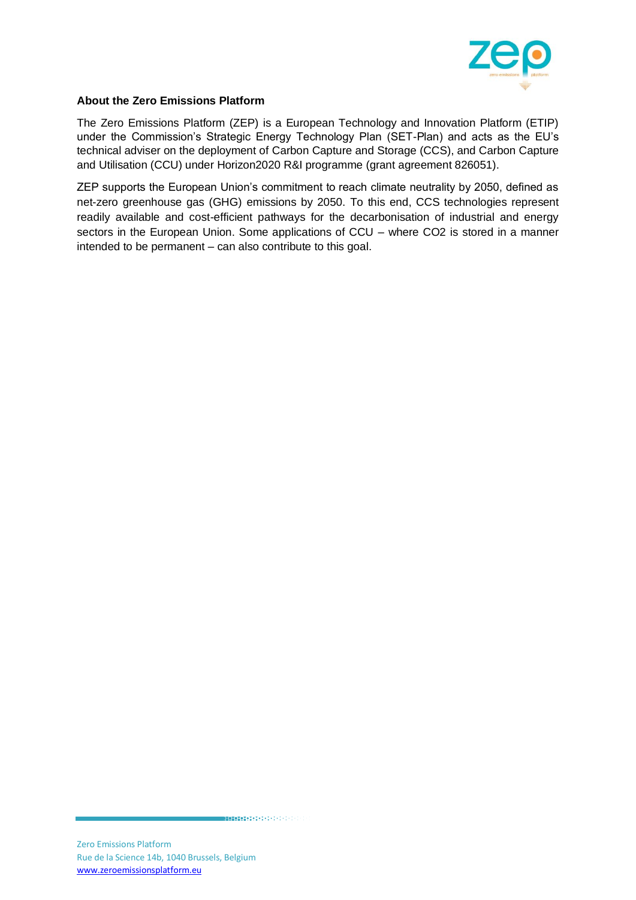### About the Zero Emissions Platform

The Zero Emissions Platform (ZEP) is a European Technology and Innovation Platform (ETIP) under the Commission's Strategic Energy Technology Plan (SET-Plan) and acts as the EU's technical adviser on the deployment of Carbon Capture and Storage (CCS), and Carbon Capture and Utilisation (CCU) under Horizon2020 R&I programme (grant agreement 826051).

ZEP supports the European Union's commitment to reach climate neutrality by 2050, defined as net-zero greenhouse gas (GHG) emissions by 2050. To this end, CCS technologies represent readily available and cost-efficient pathways for the decarbonisation of industrial and energy sectors in the European Union. Some applications of CCU – where $CO_2$ is stored in a manner intended to be permanent – can also contribute to this goal.

Zero Emissions Platform
Rue de la Science 14b, 1040 Brussels, Belgium
www.zeroemissionsplatform.eu